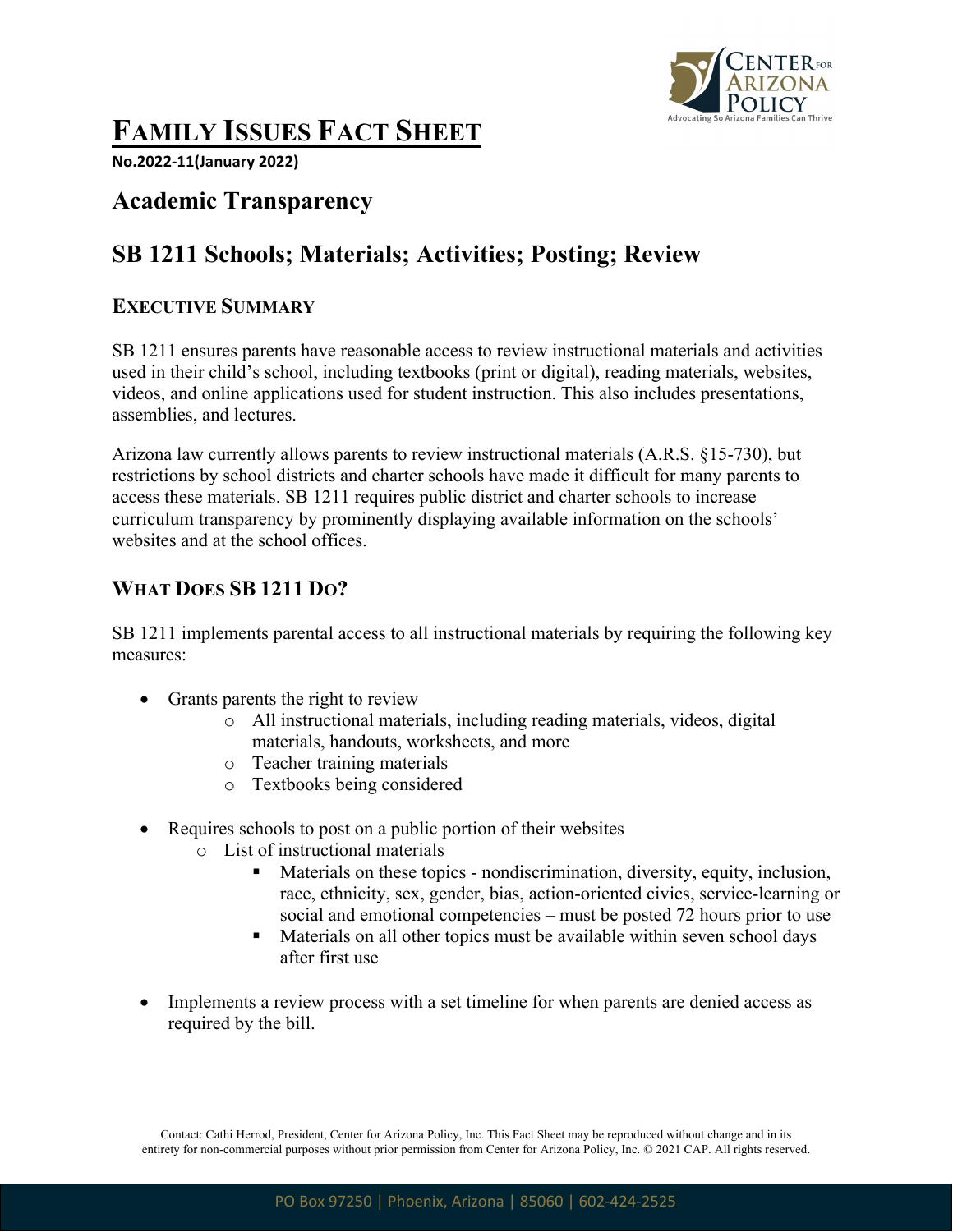# FAMILY ISSUES FACT SHEET

**No.2022-11(January 2022)**

## Academic Transparency

## SB 1211 Schools; Materials; Activities; Posting; Review

### EXECUTIVE SUMMARY

SB 1211 ensures parents have reasonable access to review instructional materials and activities used in their child's school, including textbooks (print or digital), reading materials, websites, videos, and online applications used for student instruction. This also includes presentations, assemblies, and lectures.

Arizona law currently allows parents to review instructional materials (A.R.S. §15-730), but restrictions by school districts and charter schools have made it difficult for many parents to access these materials. SB 1211 requires public district and charter schools to increase curriculum transparency by prominently displaying available information on the schools' websites and at the school offices.

### WHAT DOES SB 1211 DO?

SB 1211 implements parental access to all instructional materials by requiring the following key measures:

- Grants parents the right to review
  - All instructional materials, including reading materials, videos, digital materials, handouts, worksheets, and more
  - Teacher training materials
  - Textbooks being considered
- Requires schools to post on a public portion of their websites
  - List of instructional materials
    - Materials on these topics - nondiscrimination, diversity, equity, inclusion, race, ethnicity, sex, gender, bias, action-oriented civics, service-learning or social and emotional competencies – must be posted 72 hours prior to use
    - Materials on all other topics must be available within seven school days after first use
- Implements a review process with a set timeline for when parents are denied access as required by the bill.

Contact: Cathi Herrod, President, Center for Arizona Policy, Inc. This Fact Sheet may be reproduced without change and in its entirety for non-commercial purposes without prior permission from Center for Arizona Policy, Inc. © 2021 CAP. All rights reserved.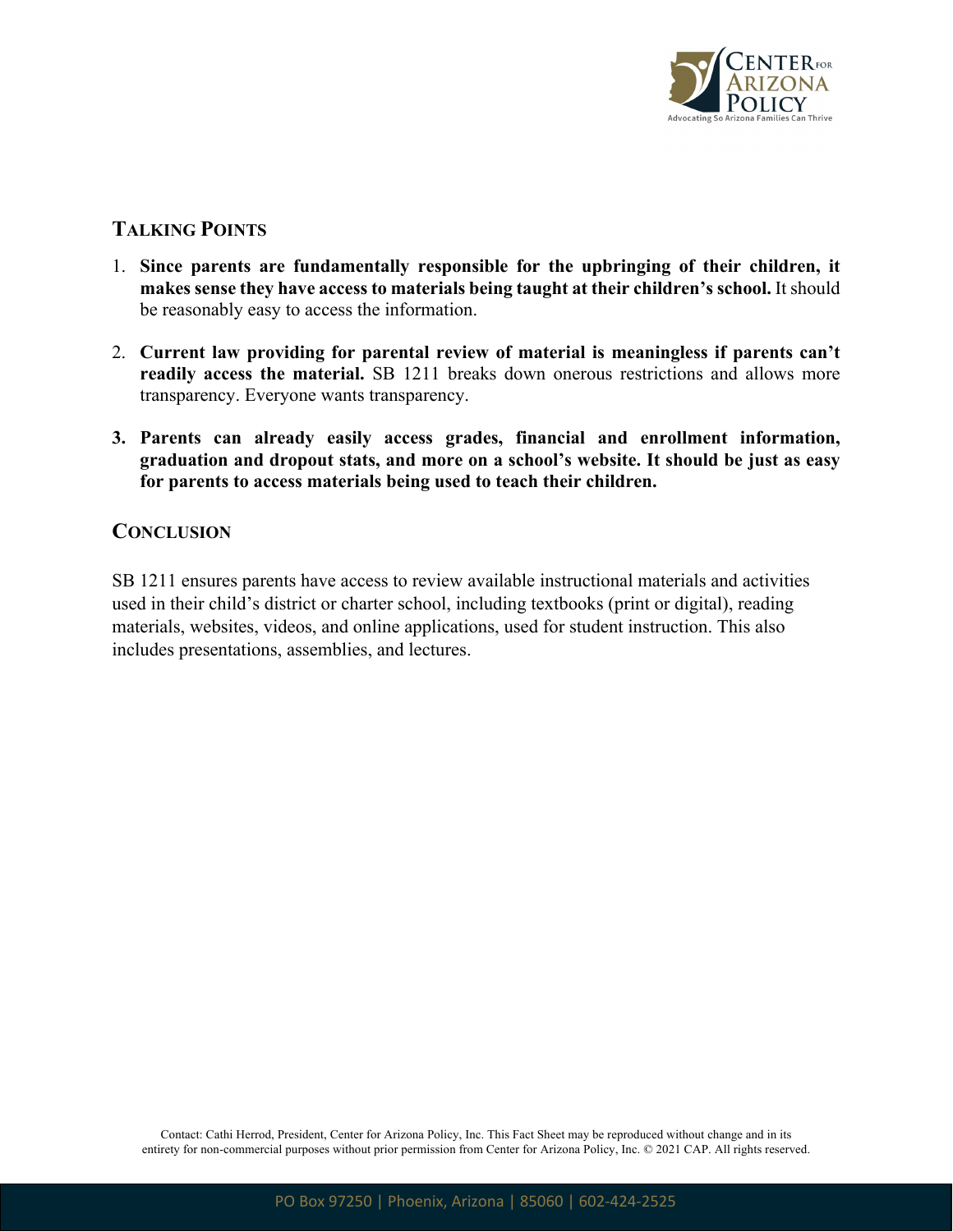## Talking Points

1. **Since parents are fundamentally responsible for the upbringing of their children, it makes sense they have access to materials being taught at their children's school.** It should be reasonably easy to access the information.

2. **Current law providing for parental review of material is meaningless if parents can't readily access the material.** SB 1211 breaks down onerous restrictions and allows more transparency. Everyone wants transparency.

3. **Parents can already easily access grades, financial and enrollment information, graduation and dropout stats, and more on a school's website. It should be just as easy for parents to access materials being used to teach their children.**

## Conclusion

SB 1211 ensures parents have access to review available instructional materials and activities used in their child's district or charter school, including textbooks (print or digital), reading materials, websites, videos, and online applications, used for student instruction. This also includes presentations, assemblies, and lectures.

Contact: Cathi Herrod, President, Center for Arizona Policy, Inc. This Fact Sheet may be reproduced without change and in its entirety for non-commercial purposes without prior permission from Center for Arizona Policy, Inc. © 2021 CAP. All rights reserved.